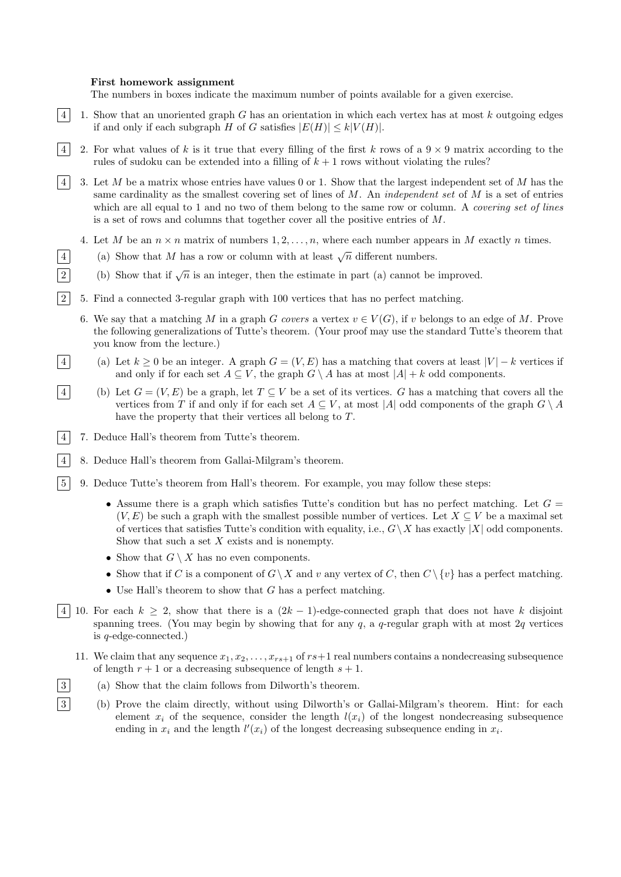**First homework assignment**

The numbers in boxes indicate the maximum number of points available for a given exercise.

[4] 1. Show that an unoriented graph $G$ has an orientation in which each vertex has at most $k$ outgoing edges if and only if each subgraph $H$ of $G$ satisfies $|E(H)| \le k|V(H)|$.

[4] 2. For what values of $k$ is it true that every filling of the first $k$ rows of a $9 \times 9$ matrix according to the rules of sudoku can be extended into a filling of $k+1$ rows without violating the rules?

[4] 3. Let $M$ be a matrix whose entries have values 0 or 1. Show that the largest independent set of $M$ has the same cardinality as the smallest covering set of lines of $M$. An *independent set* of $M$ is a set of entries which are all equal to 1 and no two of them belong to the same row or column. A *covering set of lines* is a set of rows and columns that together cover all the positive entries of $M$.

4. Let $M$ be an $n \times n$ matrix of numbers $1, 2, \ldots, n$, where each number appears in $M$ exactly $n$ times.

   [4] (a) Show that $M$ has a row or column with at least $\sqrt{n}$ different numbers.

   [2] (b) Show that if $\sqrt{n}$ is an integer, then the estimate in part (a) cannot be improved.

[2] 5. Find a connected 3-regular graph with 100 vertices that has no perfect matching.

6. We say that a matching $M$ in a graph $G$ *covers* a vertex $v \in V(G)$, if $v$ belongs to an edge of $M$. Prove the following generalizations of Tutte's theorem. (Your proof may use the standard Tutte's theorem that you know from the lecture.)

   [4] (a) Let $k \ge 0$ be an integer. A graph $G = (V, E)$ has a matching that covers at least $|V| - k$ vertices if and only if for each set $A \subseteq V$, the graph $G \setminus A$ has at most $|A| + k$ odd components.

   [4] (b) Let $G = (V, E)$ be a graph, let $T \subseteq V$ be a set of its vertices. $G$ has a matching that covers all the vertices from $T$ if and only if for each set $A \subseteq V$, at most $|A|$ odd components of the graph $G \setminus A$ have the property that their vertices all belong to $T$.

[4] 7. Deduce Hall's theorem from Tutte's theorem.

[4] 8. Deduce Hall's theorem from Gallai-Milgram's theorem.

[5] 9. Deduce Tutte's theorem from Hall's theorem. For example, you may follow these steps:

   - Assume there is a graph which satisfies Tutte's condition but has no perfect matching. Let $G = (V, E)$ be such a graph with the smallest possible number of vertices. Let $X \subseteq V$ be a maximal set of vertices that satisfies Tutte's condition with equality, i.e., $G \setminus X$ has exactly $|X|$ odd components. Show that such a set $X$ exists and is nonempty.
   - Show that $G \setminus X$ has no even components.
   - Show that if $C$ is a component of $G \setminus X$ and $v$ any vertex of $C$, then $C \setminus \{v\}$ has a perfect matching.
   - Use Hall's theorem to show that $G$ has a perfect matching.

[4] 10. For each $k \ge 2$, show that there is a $(2k-1)$-edge-connected graph that does not have $k$ disjoint spanning trees. (You may begin by showing that for any $q$, a $q$-regular graph with at most $2q$ vertices is $q$-edge-connected.)

11. We claim that any sequence $x_1, x_2, \ldots, x_{rs+1}$ of $rs+1$ real numbers contains a nondecreasing subsequence of length $r+1$ or a decreasing subsequence of length $s+1$.

    [3] (a) Show that the claim follows from Dilworth's theorem.

    [3] (b) Prove the claim directly, without using Dilworth's or Gallai-Milgram's theorem. Hint: for each element $x_i$ of the sequence, consider the length $l(x_i)$ of the longest nondecreasing subsequence ending in $x_i$ and the length $l'(x_i)$ of the longest decreasing subsequence ending in $x_i$.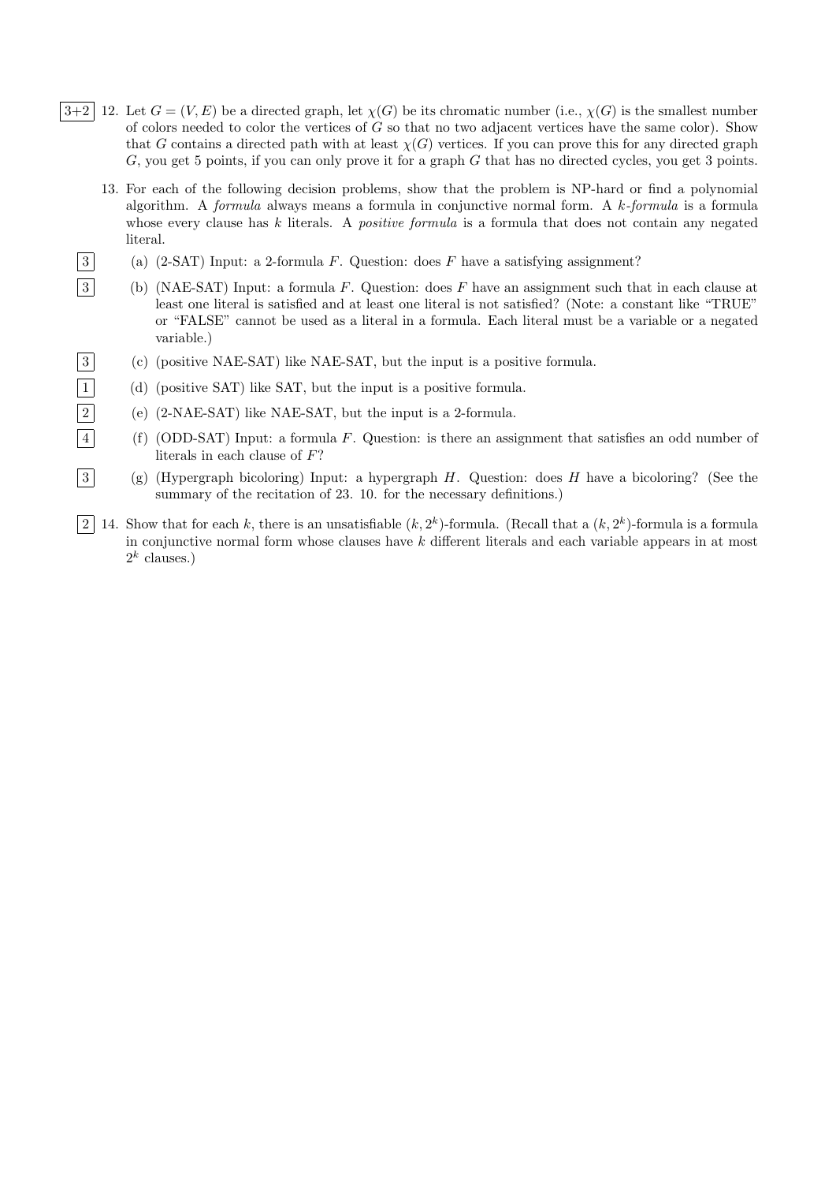[3+2] 12. Let $G = (V, E)$ be a directed graph, let $\chi(G)$ be its chromatic number (i.e., $\chi(G)$ is the smallest number of colors needed to color the vertices of $G$ so that no two adjacent vertices have the same color). Show that $G$ contains a directed path with at least $\chi(G)$ vertices. If you can prove this for any directed graph $G$, you get 5 points, if you can only prove it for a graph $G$ that has no directed cycles, you get 3 points.

13. For each of the following decision problems, show that the problem is NP-hard or find a polynomial algorithm. A *formula* always means a formula in conjunctive normal form. A *k-formula* is a formula whose every clause has $k$ literals. A *positive formula* is a formula that does not contain any negated literal.

[3] (a) (2-SAT) Input: a 2-formula $F$. Question: does $F$ have a satisfying assignment?

[3] (b) (NAE-SAT) Input: a formula $F$. Question: does $F$ have an assignment such that in each clause at least one literal is satisfied and at least one literal is not satisfied? (Note: a constant like "TRUE" or "FALSE" cannot be used as a literal in a formula. Each literal must be a variable or a negated variable.)

[3] (c) (positive NAE-SAT) like NAE-SAT, but the input is a positive formula.

[1] (d) (positive SAT) like SAT, but the input is a positive formula.

[2] (e) (2-NAE-SAT) like NAE-SAT, but the input is a 2-formula.

[4] (f) (ODD-SAT) Input: a formula $F$. Question: is there an assignment that satisfies an odd number of literals in each clause of $F$?

[3] (g) (Hypergraph bicoloring) Input: a hypergraph $H$. Question: does $H$ have a bicoloring? (See the summary of the recitation of 23. 10. for the necessary definitions.)

[2] 14. Show that for each $k$, there is an unsatisfiable $(k, 2^k)$-formula. (Recall that a $(k, 2^k)$-formula is a formula in conjunctive normal form whose clauses have $k$ different literals and each variable appears in at most $2^k$ clauses.)